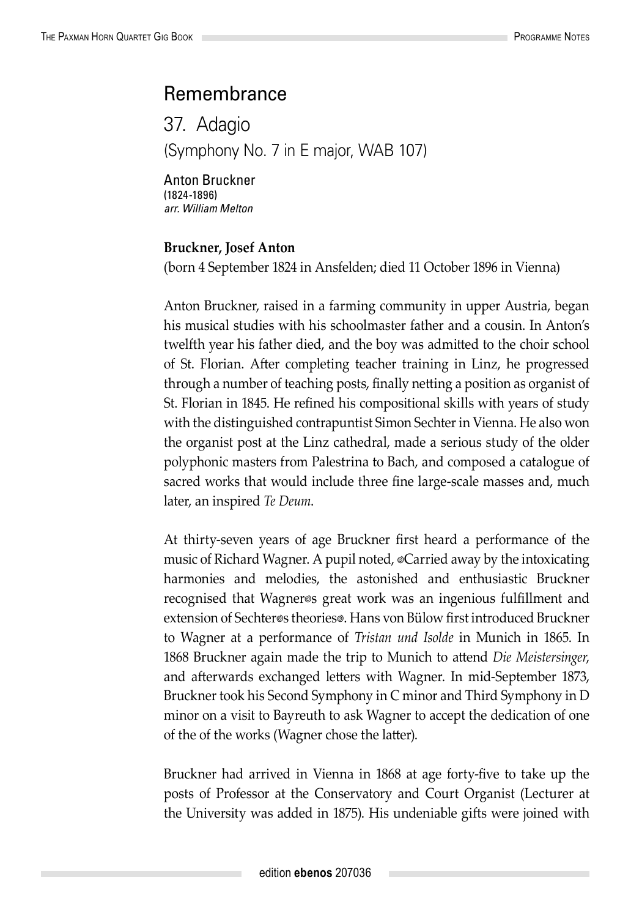## Remembrance

### 37. Adagio

(Symphony No. 7 in E major, WAB 107)

Anton Bruckner
(1824-1896)
*arr. William Melton*

**Bruckner, Josef Anton**
(born 4 September 1824 in Ansfelden; died 11 October 1896 in Vienna)

Anton Bruckner, raised in a farming community in upper Austria, began his musical studies with his schoolmaster father and a cousin. In Anton's twelfth year his father died, and the boy was admitted to the choir school of St. Florian. After completing teacher training in Linz, he progressed through a number of teaching posts, finally netting a position as organist of St. Florian in 1845. He refined his compositional skills with years of study with the distinguished contrapuntist Simon Sechter in Vienna. He also won the organist post at the Linz cathedral, made a serious study of the older polyphonic masters from Palestrina to Bach, and composed a catalogue of sacred works that would include three fine large-scale masses and, much later, an inspired *Te Deum*.

At thirty-seven years of age Bruckner first heard a performance of the music of Richard Wagner. A pupil noted, ◎Carried away by the intoxicating harmonies and melodies, the astonished and enthusiastic Bruckner recognised that Wagner◎s great work was an ingenious fulfillment and extension of Sechter◎s theories◎. Hans von Bülow first introduced Bruckner to Wagner at a performance of *Tristan und Isolde* in Munich in 1865. In 1868 Bruckner again made the trip to Munich to attend *Die Meistersinger*, and afterwards exchanged letters with Wagner. In mid-September 1873, Bruckner took his Second Symphony in C minor and Third Symphony in D minor on a visit to Bayreuth to ask Wagner to accept the dedication of one of the of the works (Wagner chose the latter).

Bruckner had arrived in Vienna in 1868 at age forty-five to take up the posts of Professor at the Conservatory and Court Organist (Lecturer at the University was added in 1875). His undeniable gifts were joined with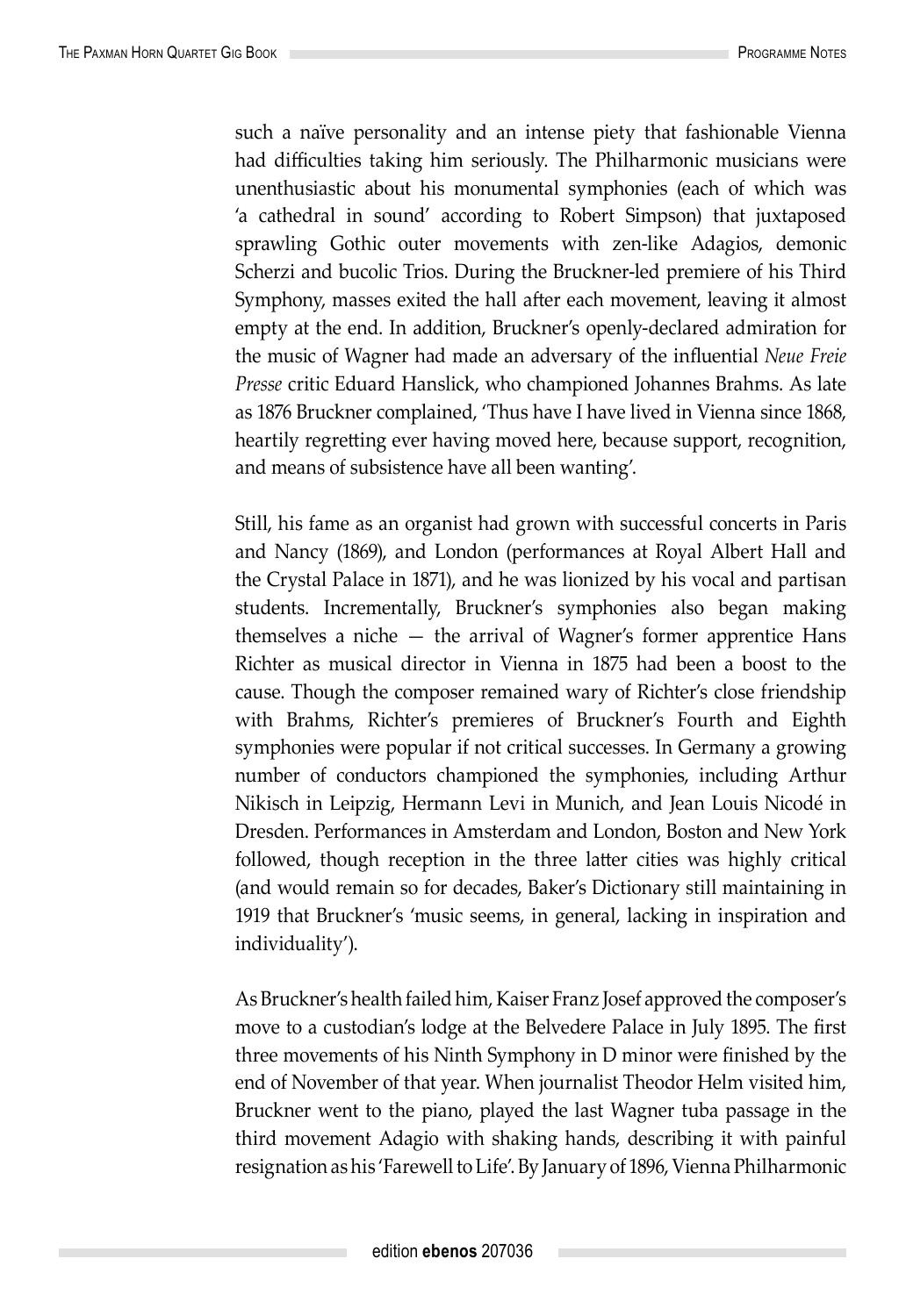such a naïve personality and an intense piety that fashionable Vienna had difficulties taking him seriously. The Philharmonic musicians were unenthusiastic about his monumental symphonies (each of which was 'a cathedral in sound' according to Robert Simpson) that juxtaposed sprawling Gothic outer movements with zen-like Adagios, demonic Scherzi and bucolic Trios. During the Bruckner-led premiere of his Third Symphony, masses exited the hall after each movement, leaving it almost empty at the end. In addition, Bruckner's openly-declared admiration for the music of Wagner had made an adversary of the influential *Neue Freie Presse* critic Eduard Hanslick, who championed Johannes Brahms. As late as 1876 Bruckner complained, 'Thus have I have lived in Vienna since 1868, heartily regretting ever having moved here, because support, recognition, and means of subsistence have all been wanting'.

Still, his fame as an organist had grown with successful concerts in Paris and Nancy (1869), and London (performances at Royal Albert Hall and the Crystal Palace in 1871), and he was lionized by his vocal and partisan students. Incrementally, Bruckner's symphonies also began making themselves a niche — the arrival of Wagner's former apprentice Hans Richter as musical director in Vienna in 1875 had been a boost to the cause. Though the composer remained wary of Richter's close friendship with Brahms, Richter's premieres of Bruckner's Fourth and Eighth symphonies were popular if not critical successes. In Germany a growing number of conductors championed the symphonies, including Arthur Nikisch in Leipzig, Hermann Levi in Munich, and Jean Louis Nicodé in Dresden. Performances in Amsterdam and London, Boston and New York followed, though reception in the three latter cities was highly critical (and would remain so for decades, Baker's Dictionary still maintaining in 1919 that Bruckner's 'music seems, in general, lacking in inspiration and individuality').

As Bruckner's health failed him, Kaiser Franz Josef approved the composer's move to a custodian's lodge at the Belvedere Palace in July 1895. The first three movements of his Ninth Symphony in D minor were finished by the end of November of that year. When journalist Theodor Helm visited him, Bruckner went to the piano, played the last Wagner tuba passage in the third movement Adagio with shaking hands, describing it with painful resignation as his 'Farewell to Life'. By January of 1896, Vienna Philharmonic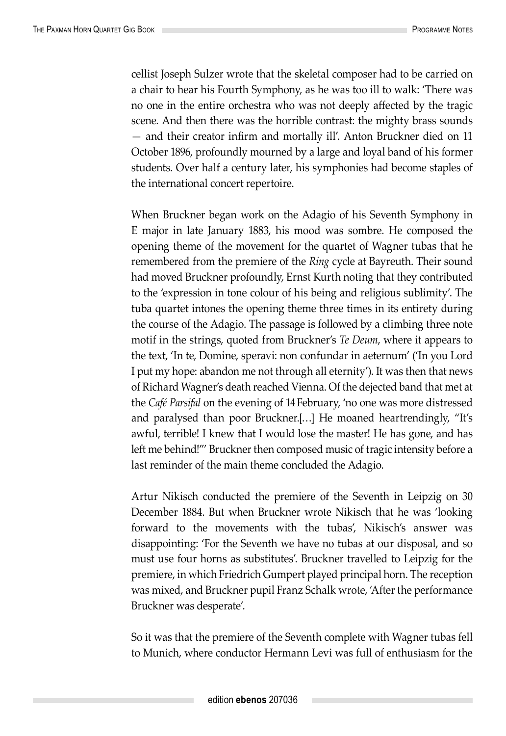cellist Joseph Sulzer wrote that the skeletal composer had to be carried on a chair to hear his Fourth Symphony, as he was too ill to walk: 'There was no one in the entire orchestra who was not deeply affected by the tragic scene. And then there was the horrible contrast: the mighty brass sounds — and their creator infirm and mortally ill'. Anton Bruckner died on 11 October 1896, profoundly mourned by a large and loyal band of his former students. Over half a century later, his symphonies had become staples of the international concert repertoire.

When Bruckner began work on the Adagio of his Seventh Symphony in E major in late January 1883, his mood was sombre. He composed the opening theme of the movement for the quartet of Wagner tubas that he remembered from the premiere of the *Ring* cycle at Bayreuth. Their sound had moved Bruckner profoundly, Ernst Kurth noting that they contributed to the 'expression in tone colour of his being and religious sublimity'. The tuba quartet intones the opening theme three times in its entirety during the course of the Adagio. The passage is followed by a climbing three note motif in the strings, quoted from Bruckner's *Te Deum*, where it appears to the text, 'In te, Domine, speravi: non confundar in aeternum' ('In you Lord I put my hope: abandon me not through all eternity'). It was then that news of Richard Wagner's death reached Vienna. Of the dejected band that met at the *Café Parsifal* on the evening of 14 February, 'no one was more distressed and paralysed than poor Bruckner.[…] He moaned heartrendingly, "It's awful, terrible! I knew that I would lose the master! He has gone, and has left me behind!"' Bruckner then composed music of tragic intensity before a last reminder of the main theme concluded the Adagio.

Artur Nikisch conducted the premiere of the Seventh in Leipzig on 30 December 1884. But when Bruckner wrote Nikisch that he was 'looking forward to the movements with the tubas', Nikisch's answer was disappointing: 'For the Seventh we have no tubas at our disposal, and so must use four horns as substitutes'. Bruckner travelled to Leipzig for the premiere, in which Friedrich Gumpert played principal horn. The reception was mixed, and Bruckner pupil Franz Schalk wrote, 'After the performance Bruckner was desperate'.

So it was that the premiere of the Seventh complete with Wagner tubas fell to Munich, where conductor Hermann Levi was full of enthusiasm for the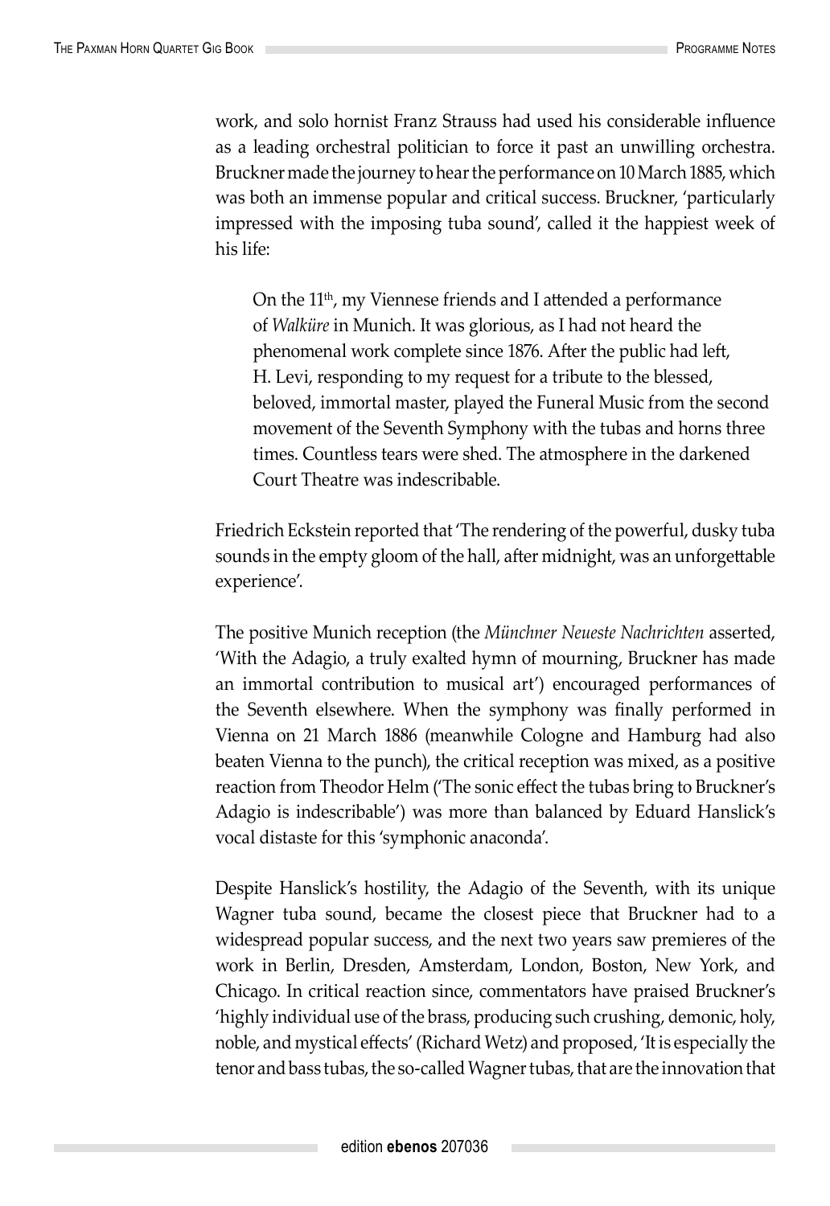work, and solo hornist Franz Strauss had used his considerable influence as a leading orchestral politician to force it past an unwilling orchestra. Bruckner made the journey to hear the performance on 10 March 1885, which was both an immense popular and critical success. Bruckner, 'particularly impressed with the imposing tuba sound', called it the happiest week of his life:

> On the 11th, my Viennese friends and I attended a performance of *Walküre* in Munich. It was glorious, as I had not heard the phenomenal work complete since 1876. After the public had left, H. Levi, responding to my request for a tribute to the blessed, beloved, immortal master, played the Funeral Music from the second movement of the Seventh Symphony with the tubas and horns three times. Countless tears were shed. The atmosphere in the darkened Court Theatre was indescribable.

Friedrich Eckstein reported that 'The rendering of the powerful, dusky tuba sounds in the empty gloom of the hall, after midnight, was an unforgettable experience'.

The positive Munich reception (the *Münchner Neueste Nachrichten* asserted, 'With the Adagio, a truly exalted hymn of mourning, Bruckner has made an immortal contribution to musical art') encouraged performances of the Seventh elsewhere. When the symphony was finally performed in Vienna on 21 March 1886 (meanwhile Cologne and Hamburg had also beaten Vienna to the punch), the critical reception was mixed, as a positive reaction from Theodor Helm ('The sonic effect the tubas bring to Bruckner's Adagio is indescribable') was more than balanced by Eduard Hanslick's vocal distaste for this 'symphonic anaconda'.

Despite Hanslick's hostility, the Adagio of the Seventh, with its unique Wagner tuba sound, became the closest piece that Bruckner had to a widespread popular success, and the next two years saw premieres of the work in Berlin, Dresden, Amsterdam, London, Boston, New York, and Chicago. In critical reaction since, commentators have praised Bruckner's 'highly individual use of the brass, producing such crushing, demonic, holy, noble, and mystical effects' (Richard Wetz) and proposed, 'It is especially the tenor and bass tubas, the so-called Wagner tubas, that are the innovation that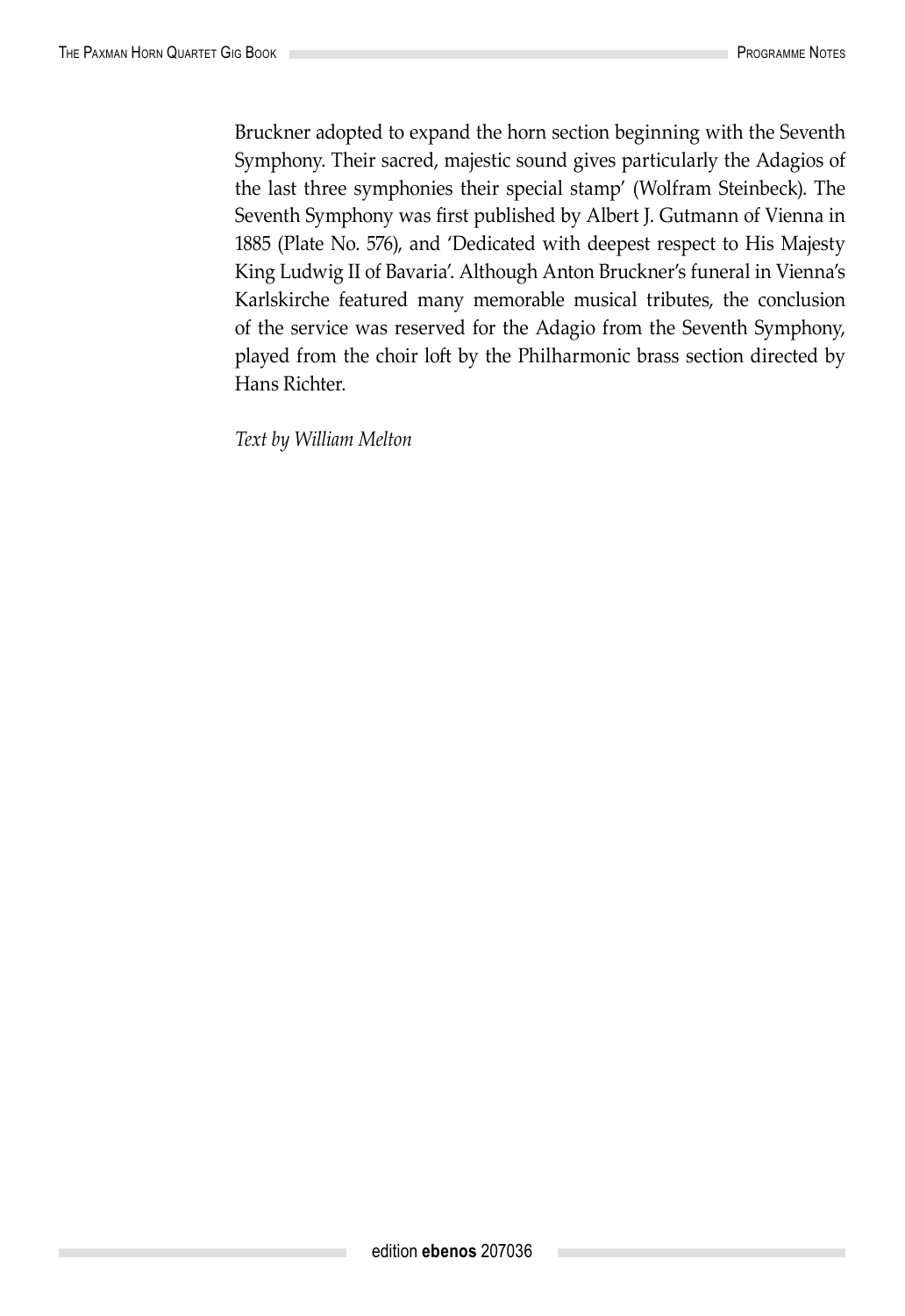Bruckner adopted to expand the horn section beginning with the Seventh Symphony. Their sacred, majestic sound gives particularly the Adagios of the last three symphonies their special stamp' (Wolfram Steinbeck). The Seventh Symphony was first published by Albert J. Gutmann of Vienna in 1885 (Plate No. 576), and 'Dedicated with deepest respect to His Majesty King Ludwig II of Bavaria'. Although Anton Bruckner's funeral in Vienna's Karlskirche featured many memorable musical tributes, the conclusion of the service was reserved for the Adagio from the Seventh Symphony, played from the choir loft by the Philharmonic brass section directed by Hans Richter.

*Text by William Melton*